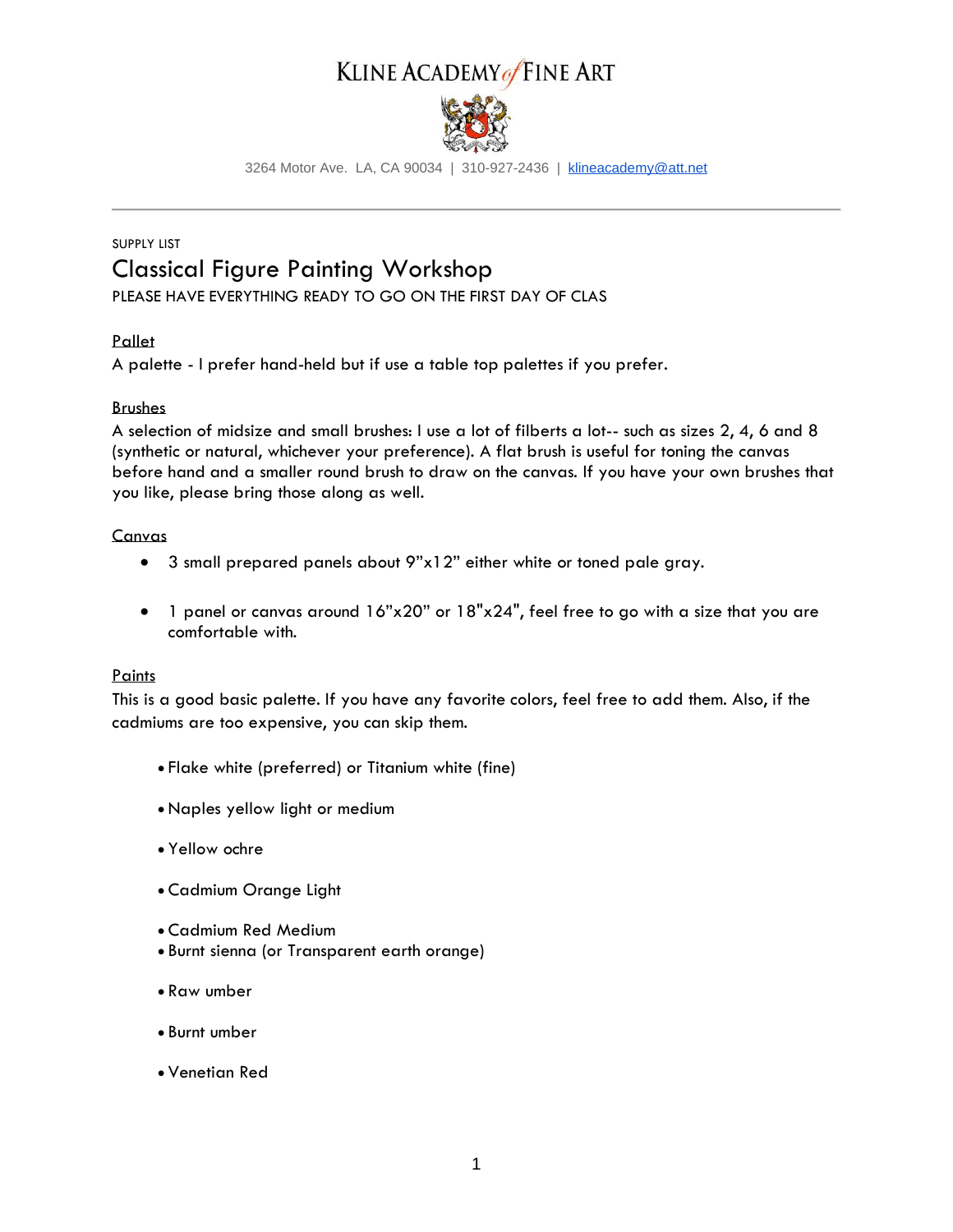# KLINE ACADEMY of FINE ART

3264 Motor Ave. LA, CA 90034 | 310-927-2436 | klineacademy@att.net

---

SUPPLY LIST

## Classical Figure Painting Workshop

PLEASE HAVE EVERYTHING READY TO GO ON THE FIRST DAY OF CLAS

### Pallet

A palette - I prefer hand-held but if use a table top palettes if you prefer.

### Brushes

A selection of midsize and small brushes: I use a lot of filberts a lot-- such as sizes 2, 4, 6 and 8 (synthetic or natural, whichever your preference). A flat brush is useful for toning the canvas before hand and a smaller round brush to draw on the canvas. If you have your own brushes that you like, please bring those along as well.

### Canvas

- 3 small prepared panels about 9”x12” either white or toned pale gray.
- 1 panel or canvas around 16”x20” or 18"x24", feel free to go with a size that you are comfortable with.

### Paints

This is a good basic palette. If you have any favorite colors, feel free to add them. Also, if the cadmiums are too expensive, you can skip them.

- Flake white (preferred) or Titanium white (fine)
- Naples yellow light or medium
- Yellow ochre
- Cadmium Orange Light
- Cadmium Red Medium
- Burnt sienna (or Transparent earth orange)
- Raw umber
- Burnt umber
- Venetian Red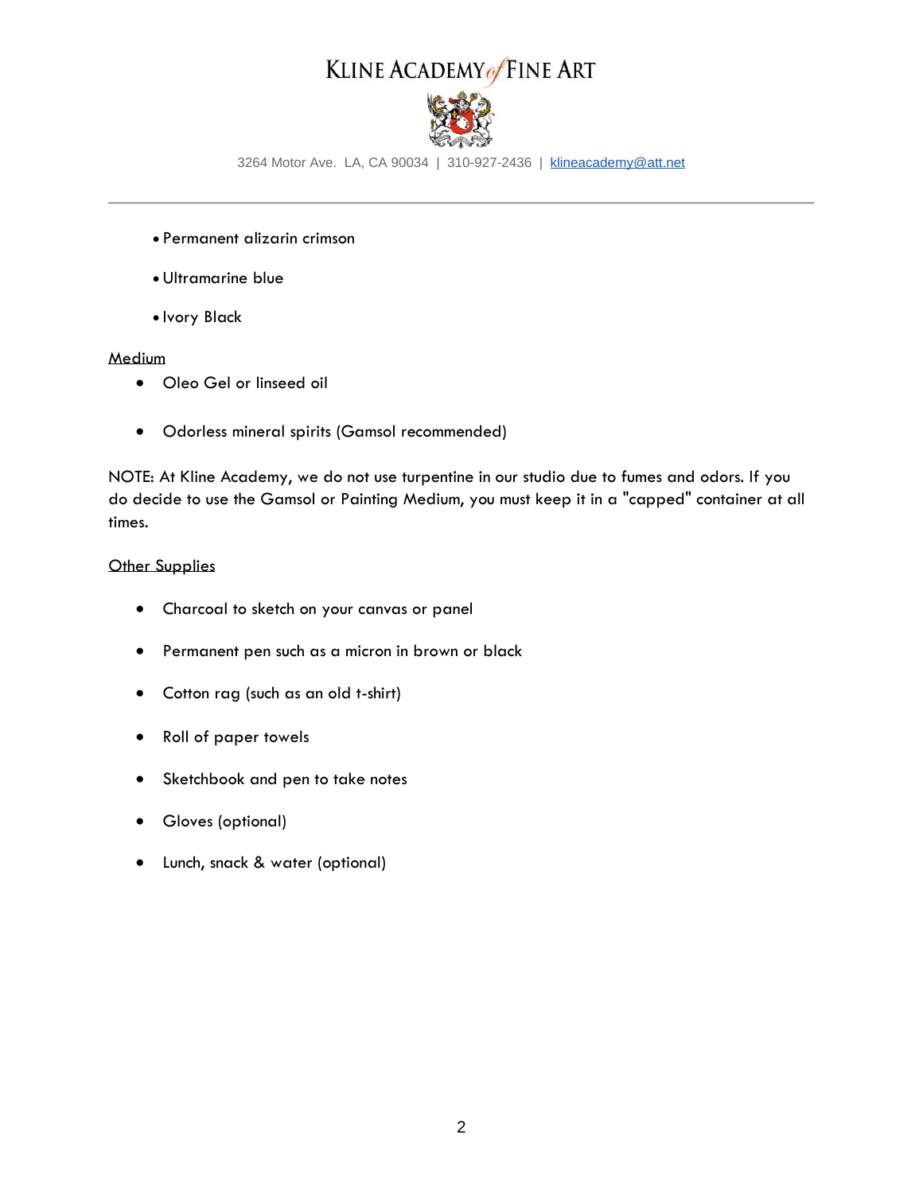- Permanent alizarin crimson
- Ultramarine blue
- Ivory Black

## Medium

- Oleo Gel or linseed oil
- Odorless mineral spirits (Gamsol recommended)

NOTE: At Kline Academy, we do not use turpentine in our studio due to fumes and odors. If you do decide to use the Gamsol or Painting Medium, you must keep it in a "capped" container at all times.

## Other Supplies

- Charcoal to sketch on your canvas or panel
- Permanent pen such as a micron in brown or black
- Cotton rag (such as an old t-shirt)
- Roll of paper towels
- Sketchbook and pen to take notes
- Gloves (optional)
- Lunch, snack & water (optional)